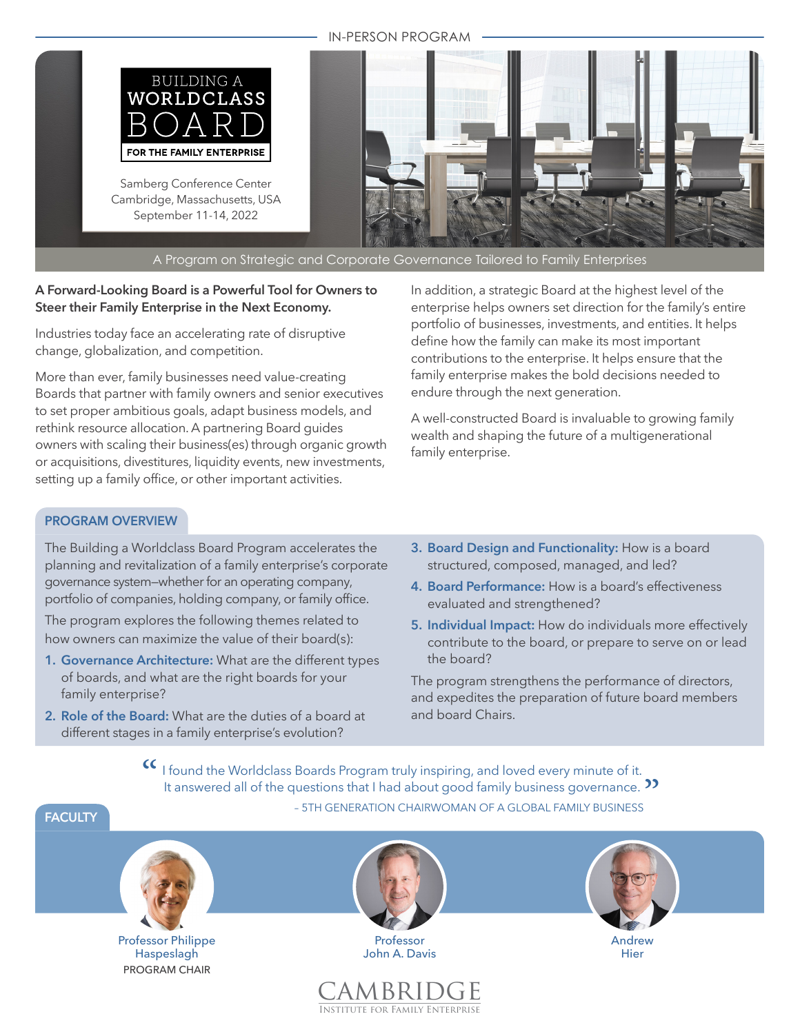IN-PERSON PROGRAM

# BUILDING A WORLDCLASS BOARD

**FOR THE FAMILY ENTERPRISE**

Samberg Conference Center
Cambridge, Massachusetts, USA
September 11-14, 2022

A Program on Strategic and Corporate Governance Tailored to Family Enterprises

**A Forward-Looking Board is a Powerful Tool for Owners to Steer their Family Enterprise in the Next Economy.**

Industries today face an accelerating rate of disruptive change, globalization, and competition.

More than ever, family businesses need value-creating Boards that partner with family owners and senior executives to set proper ambitious goals, adapt business models, and rethink resource allocation. A partnering Board guides owners with scaling their business(es) through organic growth or acquisitions, divestitures, liquidity events, new investments, setting up a family office, or other important activities.

In addition, a strategic Board at the highest level of the enterprise helps owners set direction for the family's entire portfolio of businesses, investments, and entities. It helps define how the family can make its most important contributions to the enterprise. It helps ensure that the family enterprise makes the bold decisions needed to endure through the next generation.

A well-constructed Board is invaluable to growing family wealth and shaping the future of a multigenerational family enterprise.

## PROGRAM OVERVIEW

The Building a Worldclass Board Program accelerates the planning and revitalization of a family enterprise's corporate governance system–whether for an operating company, portfolio of companies, holding company, or family office.

The program explores the following themes related to how owners can maximize the value of their board(s):

1. **Governance Architecture:** What are the different types of boards, and what are the right boards for your family enterprise?
2. **Role of the Board:** What are the duties of a board at different stages in a family enterprise's evolution?
3. **Board Design and Functionality:** How is a board structured, composed, managed, and led?
4. **Board Performance:** How is a board's effectiveness evaluated and strengthened?
5. **Individual Impact:** How do individuals more effectively contribute to the board, or prepare to serve on or lead the board?

The program strengthens the performance of directors, and expedites the preparation of future board members and board Chairs.

> “I found the Worldclass Boards Program truly inspiring, and loved every minute of it. It answered all of the questions that I had about good family business governance.”
>
> – 5TH GENERATION CHAIRWOMAN OF A GLOBAL FAMILY BUSINESS

## FACULTY

Professor Philippe Haspeslagh
PROGRAM CHAIR

Professor John A. Davis

Andrew Hier

CAMBRIDGE
INSTITUTE FOR FAMILY ENTERPRISE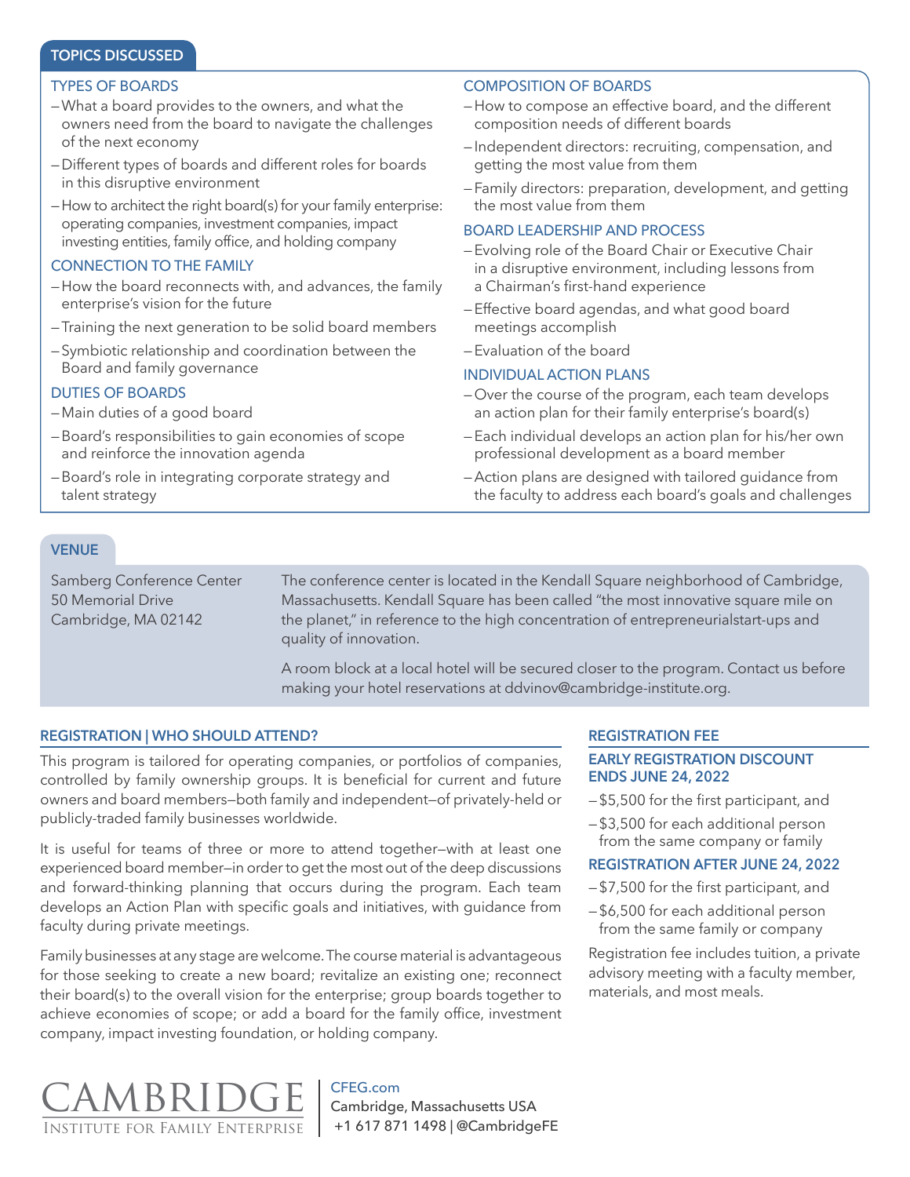## TOPICS DISCUSSED

### TYPES OF BOARDS

- What a board provides to the owners, and what the owners need from the board to navigate the challenges of the next economy
- Different types of boards and different roles for boards in this disruptive environment
- How to architect the right board(s) for your family enterprise: operating companies, investment companies, impact investing entities, family office, and holding company

### CONNECTION TO THE FAMILY

- How the board reconnects with, and advances, the family enterprise's vision for the future
- Training the next generation to be solid board members
- Symbiotic relationship and coordination between the Board and family governance

### DUTIES OF BOARDS

- Main duties of a good board
- Board's responsibilities to gain economies of scope and reinforce the innovation agenda
- Board's role in integrating corporate strategy and talent strategy

### COMPOSITION OF BOARDS

- How to compose an effective board, and the different composition needs of different boards
- Independent directors: recruiting, compensation, and getting the most value from them
- Family directors: preparation, development, and getting the most value from them

### BOARD LEADERSHIP AND PROCESS

- Evolving role of the Board Chair or Executive Chair in a disruptive environment, including lessons from a Chairman's first-hand experience
- Effective board agendas, and what good board meetings accomplish
- Evaluation of the board

### INDIVIDUAL ACTION PLANS

- Over the course of the program, each team develops an action plan for their family enterprise's board(s)
- Each individual develops an action plan for his/her own professional development as a board member
- Action plans are designed with tailored guidance from the faculty to address each board's goals and challenges

## VENUE

Samberg Conference Center
50 Memorial Drive
Cambridge, MA 02142

The conference center is located in the Kendall Square neighborhood of Cambridge, Massachusetts. Kendall Square has been called "the most innovative square mile on the planet," in reference to the high concentration of entrepreneurialstart-ups and quality of innovation.

A room block at a local hotel will be secured closer to the program. Contact us before making your hotel reservations at ddvinov@cambridge-institute.org.

## REGISTRATION | WHO SHOULD ATTEND?

This program is tailored for operating companies, or portfolios of companies, controlled by family ownership groups. It is beneficial for current and future owners and board members—both family and independent—of privately-held or publicly-traded family businesses worldwide.

It is useful for teams of three or more to attend together—with at least one experienced board member—in order to get the most out of the deep discussions and forward-thinking planning that occurs during the program. Each team develops an Action Plan with specific goals and initiatives, with guidance from faculty during private meetings.

Family businesses at any stage are welcome. The course material is advantageous for those seeking to create a new board; revitalize an existing one; reconnect their board(s) to the overall vision for the enterprise; group boards together to achieve economies of scope; or add a board for the family office, investment company, impact investing foundation, or holding company.

## REGISTRATION FEE

### EARLY REGISTRATION DISCOUNT ENDS JUNE 24, 2022

- $5,500 for the first participant, and
- $3,500 for each additional person from the same company or family

### REGISTRATION AFTER JUNE 24, 2022

- $7,500 for the first participant, and
- $6,500 for each additional person from the same family or company

Registration fee includes tuition, a private advisory meeting with a faculty member, materials, and most meals.

CAMBRIDGE
INSTITUTE FOR FAMILY ENTERPRISE

CFEG.com
Cambridge, Massachusetts USA
+1 617 871 1498 | @CambridgeFE